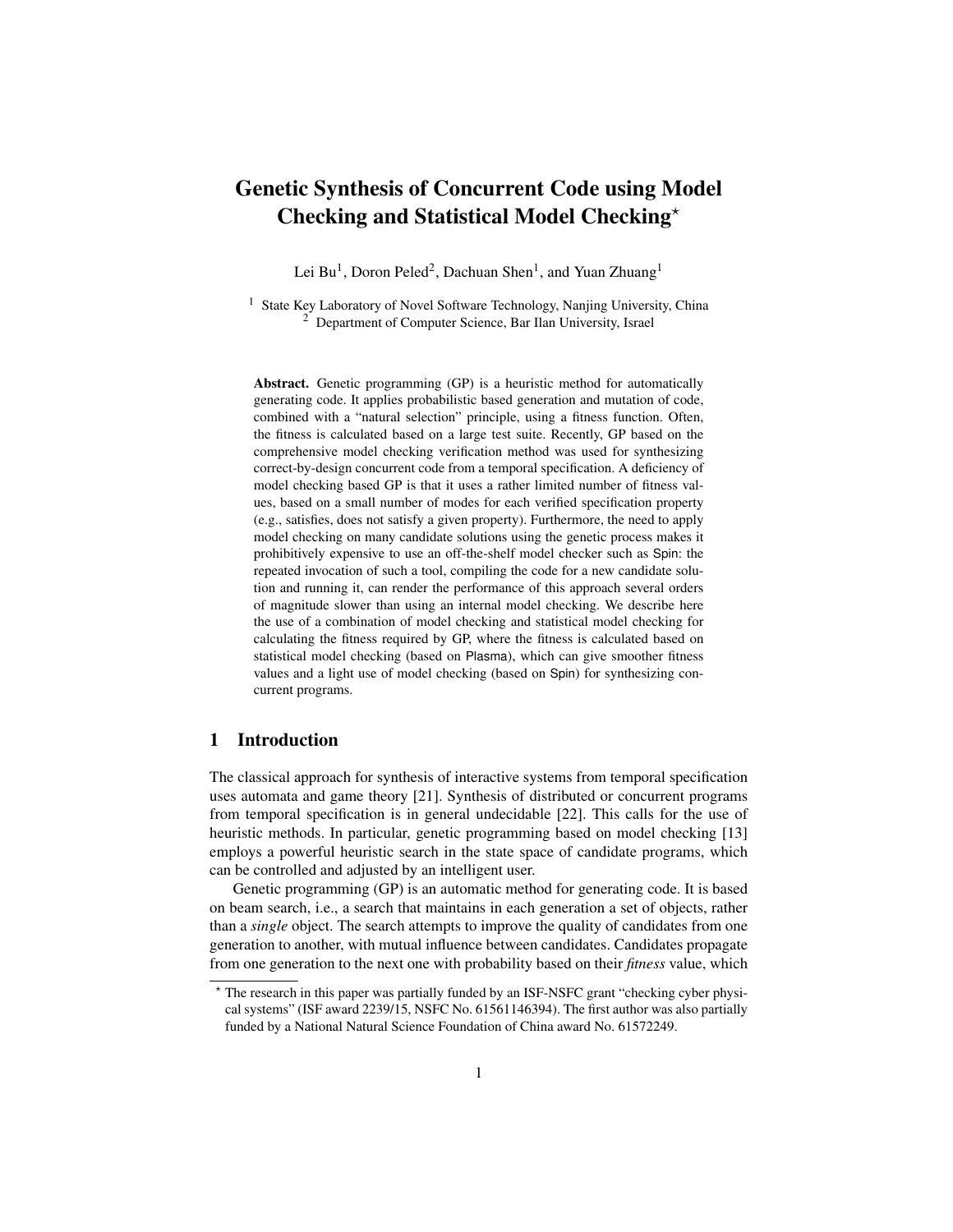# Genetic Synthesis of Concurrent Code using Model Checking and Statistical Model Checking*

Lei Bu[1], Doron Peled[2], Dachuan Shen[1], and Yuan Zhuang[1]

[1] State Key Laboratory of Novel Software Technology, Nanjing University, China
[2] Department of Computer Science, Bar Ilan University, Israel

**Abstract.** Genetic programming (GP) is a heuristic method for automatically generating code. It applies probabilistic based generation and mutation of code, combined with a "natural selection" principle, using a fitness function. Often, the fitness is calculated based on a large test suite. Recently, GP based on the comprehensive model checking verification method was used for synthesizing correct-by-design concurrent code from a temporal specification. A deficiency of model checking based GP is that it uses a rather limited number of fitness values, based on a small number of modes for each verified specification property (e.g., satisfies, does not satisfy a given property). Furthermore, the need to apply model checking on many candidate solutions using the genetic process makes it prohibitively expensive to use an off-the-shelf model checker such as Spin: the repeated invocation of such a tool, compiling the code for a new candidate solution and running it, can render the performance of this approach several orders of magnitude slower than using an internal model checking. We describe here the use of a combination of model checking and statistical model checking for calculating the fitness required by GP, where the fitness is calculated based on statistical model checking (based on Plasma), which can give smoother fitness values and a light use of model checking (based on Spin) for synthesizing concurrent programs.

## 1 Introduction

The classical approach for synthesis of interactive systems from temporal specification uses automata and game theory [21]. Synthesis of distributed or concurrent programs from temporal specification is in general undecidable [22]. This calls for the use of heuristic methods. In particular, genetic programming based on model checking [13] employs a powerful heuristic search in the state space of candidate programs, which can be controlled and adjusted by an intelligent user.

Genetic programming (GP) is an automatic method for generating code. It is based on beam search, i.e., a search that maintains in each generation a set of objects, rather than a *single* object. The search attempts to improve the quality of candidates from one generation to another, with mutual influence between candidates. Candidates propagate from one generation to the next one with probability based on their *fitness* value, which

* The research in this paper was partially funded by an ISF-NSFC grant "checking cyber physical systems" (ISF award 2239/15, NSFC No. 61561146394). The first author was also partially funded by a National Natural Science Foundation of China award No. 61572249.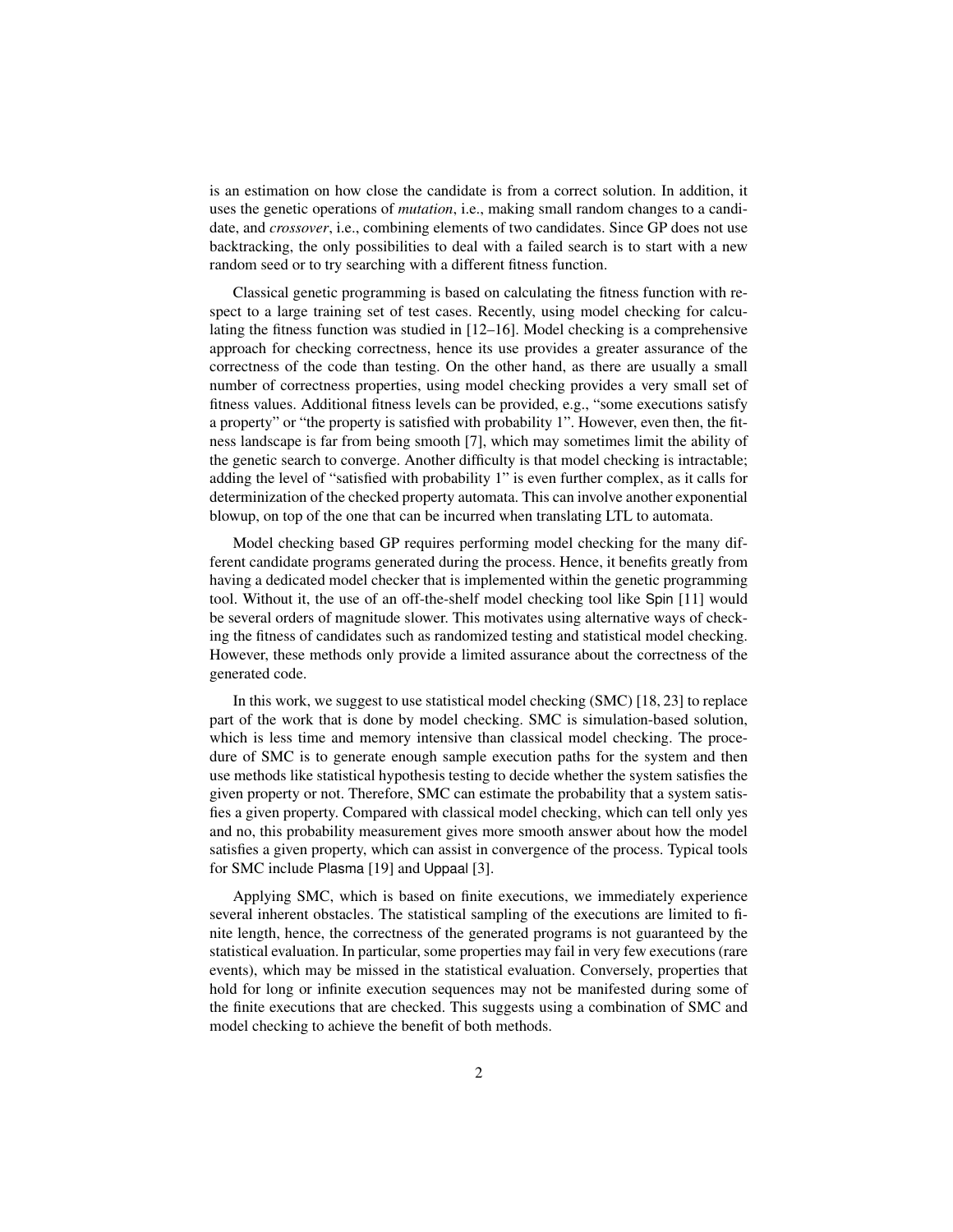is an estimation on how close the candidate is from a correct solution. In addition, it uses the genetic operations of *mutation*, i.e., making small random changes to a candidate, and *crossover*, i.e., combining elements of two candidates. Since GP does not use backtracking, the only possibilities to deal with a failed search is to start with a new random seed or to try searching with a different fitness function.

Classical genetic programming is based on calculating the fitness function with respect to a large training set of test cases. Recently, using model checking for calculating the fitness function was studied in [12–16]. Model checking is a comprehensive approach for checking correctness, hence its use provides a greater assurance of the correctness of the code than testing. On the other hand, as there are usually a small number of correctness properties, using model checking provides a very small set of fitness values. Additional fitness levels can be provided, e.g., "some executions satisfy a property" or "the property is satisfied with probability 1". However, even then, the fitness landscape is far from being smooth [7], which may sometimes limit the ability of the genetic search to converge. Another difficulty is that model checking is intractable; adding the level of "satisfied with probability 1" is even further complex, as it calls for determinization of the checked property automata. This can involve another exponential blowup, on top of the one that can be incurred when translating LTL to automata.

Model checking based GP requires performing model checking for the many different candidate programs generated during the process. Hence, it benefits greatly from having a dedicated model checker that is implemented within the genetic programming tool. Without it, the use of an off-the-shelf model checking tool like Spin [11] would be several orders of magnitude slower. This motivates using alternative ways of checking the fitness of candidates such as randomized testing and statistical model checking. However, these methods only provide a limited assurance about the correctness of the generated code.

In this work, we suggest to use statistical model checking (SMC) [18, 23] to replace part of the work that is done by model checking. SMC is simulation-based solution, which is less time and memory intensive than classical model checking. The procedure of SMC is to generate enough sample execution paths for the system and then use methods like statistical hypothesis testing to decide whether the system satisfies the given property or not. Therefore, SMC can estimate the probability that a system satisfies a given property. Compared with classical model checking, which can tell only yes and no, this probability measurement gives more smooth answer about how the model satisfies a given property, which can assist in convergence of the process. Typical tools for SMC include Plasma [19] and Uppaal [3].

Applying SMC, which is based on finite executions, we immediately experience several inherent obstacles. The statistical sampling of the executions are limited to finite length, hence, the correctness of the generated programs is not guaranteed by the statistical evaluation. In particular, some properties may fail in very few executions (rare events), which may be missed in the statistical evaluation. Conversely, properties that hold for long or infinite execution sequences may not be manifested during some of the finite executions that are checked. This suggests using a combination of SMC and model checking to achieve the benefit of both methods.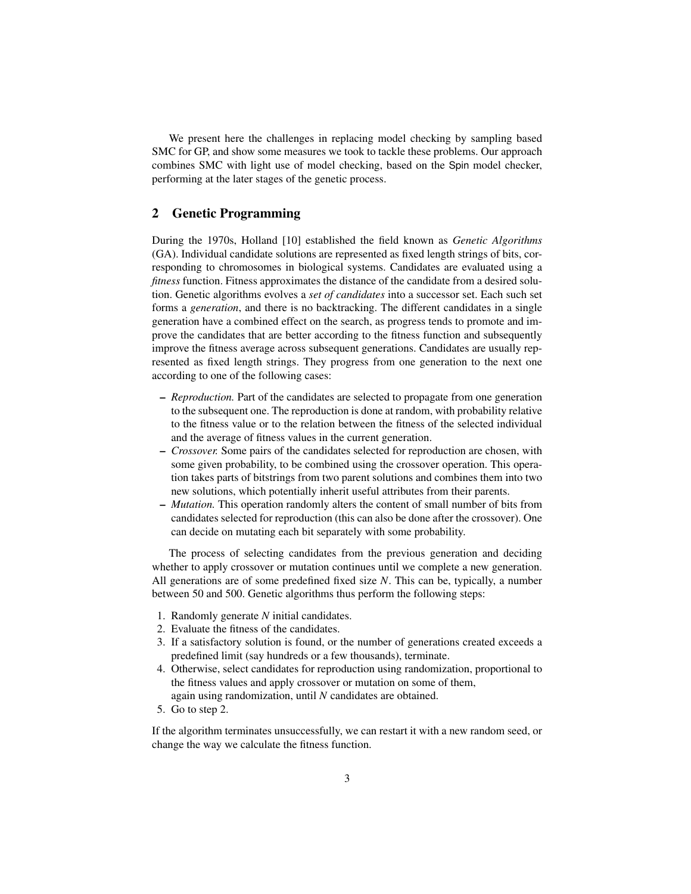We present here the challenges in replacing model checking by sampling based SMC for GP, and show some measures we took to tackle these problems. Our approach combines SMC with light use of model checking, based on the Spin model checker, performing at the later stages of the genetic process.

## 2 Genetic Programming

During the 1970s, Holland [10] established the field known as *Genetic Algorithms* (GA). Individual candidate solutions are represented as fixed length strings of bits, corresponding to chromosomes in biological systems. Candidates are evaluated using a *fitness* function. Fitness approximates the distance of the candidate from a desired solution. Genetic algorithms evolves a *set of candidates* into a successor set. Each such set forms a *generation*, and there is no backtracking. The different candidates in a single generation have a combined effect on the search, as progress tends to promote and improve the candidates that are better according to the fitness function and subsequently improve the fitness average across subsequent generations. Candidates are usually represented as fixed length strings. They progress from one generation to the next one according to one of the following cases:

- *Reproduction.* Part of the candidates are selected to propagate from one generation to the subsequent one. The reproduction is done at random, with probability relative to the fitness value or to the relation between the fitness of the selected individual and the average of fitness values in the current generation.
- *Crossover.* Some pairs of the candidates selected for reproduction are chosen, with some given probability, to be combined using the crossover operation. This operation takes parts of bitstrings from two parent solutions and combines them into two new solutions, which potentially inherit useful attributes from their parents.
- *Mutation.* This operation randomly alters the content of small number of bits from candidates selected for reproduction (this can also be done after the crossover). One can decide on mutating each bit separately with some probability.

The process of selecting candidates from the previous generation and deciding whether to apply crossover or mutation continues until we complete a new generation. All generations are of some predefined fixed size $N$. This can be, typically, a number between 50 and 500. Genetic algorithms thus perform the following steps:

1. Randomly generate $N$ initial candidates.
2. Evaluate the fitness of the candidates.
3. If a satisfactory solution is found, or the number of generations created exceeds a predefined limit (say hundreds or a few thousands), terminate.
4. Otherwise, select candidates for reproduction using randomization, proportional to the fitness values and apply crossover or mutation on some of them, again using randomization, until $N$ candidates are obtained.
5. Go to step 2.

If the algorithm terminates unsuccessfully, we can restart it with a new random seed, or change the way we calculate the fitness function.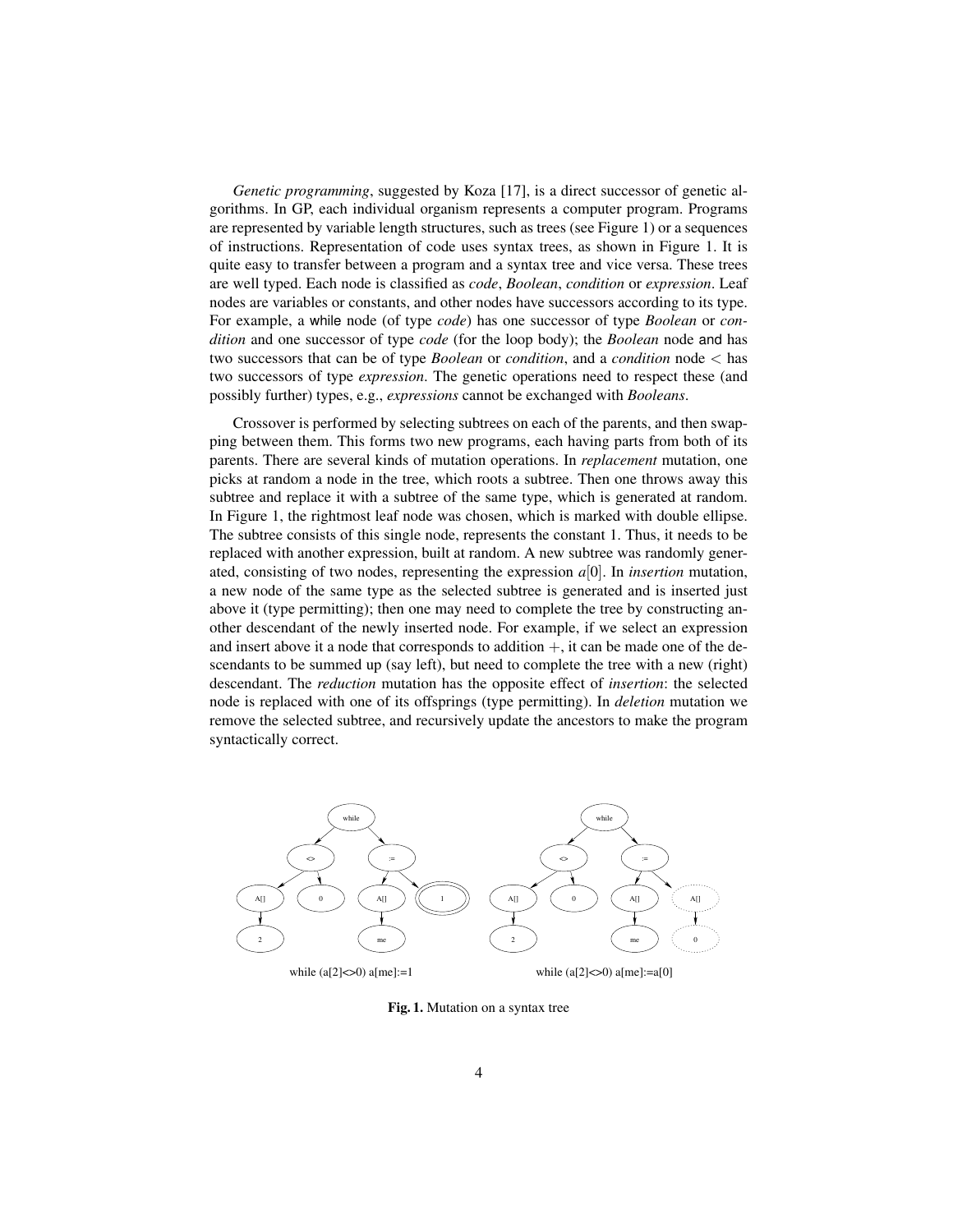*Genetic programming*, suggested by Koza [17], is a direct successor of genetic algorithms. In GP, each individual organism represents a computer program. Programs are represented by variable length structures, such as trees (see Figure 1) or a sequences of instructions. Representation of code uses syntax trees, as shown in Figure 1. It is quite easy to transfer between a program and a syntax tree and vice versa. These trees are well typed. Each node is classified as *code*, *Boolean*, *condition* or *expression*. Leaf nodes are variables or constants, and other nodes have successors according to its type. For example, a while node (of type *code*) has one successor of type *Boolean* or *condition* and one successor of type *code* (for the loop body); the *Boolean* node and has two successors that can be of type *Boolean* or *condition*, and a *condition* node $<$ has two successors of type *expression*. The genetic operations need to respect these (and possibly further) types, e.g., *expressions* cannot be exchanged with *Booleans*.

Crossover is performed by selecting subtrees on each of the parents, and then swapping between them. This forms two new programs, each having parts from both of its parents. There are several kinds of mutation operations. In *replacement* mutation, one picks at random a node in the tree, which roots a subtree. Then one throws away this subtree and replace it with a subtree of the same type, which is generated at random. In Figure 1, the rightmost leaf node was chosen, which is marked with double ellipse. The subtree consists of this single node, represents the constant 1. Thus, it needs to be replaced with another expression, built at random. A new subtree was randomly generated, consisting of two nodes, representing the expression $a[0]$. In *insertion* mutation, a new node of the same type as the selected subtree is generated and is inserted just above it (type permitting); then one may need to complete the tree by constructing another descendant of the newly inserted node. For example, if we select an expression and insert above it a node that corresponds to addition $+$, it can be made one of the descendants to be summed up (say left), but need to complete the tree with a new (right) descendant. The *reduction* mutation has the opposite effect of *insertion*: the selected node is replaced with one of its offsprings (type permitting). In *deletion* mutation we remove the selected subtree, and recursively update the ancestors to make the program syntactically correct.

while (a[2]<>0) a[me]:=1

while (a[2]<>0) a[me]:=a[0]

**Fig. 1.** Mutation on a syntax tree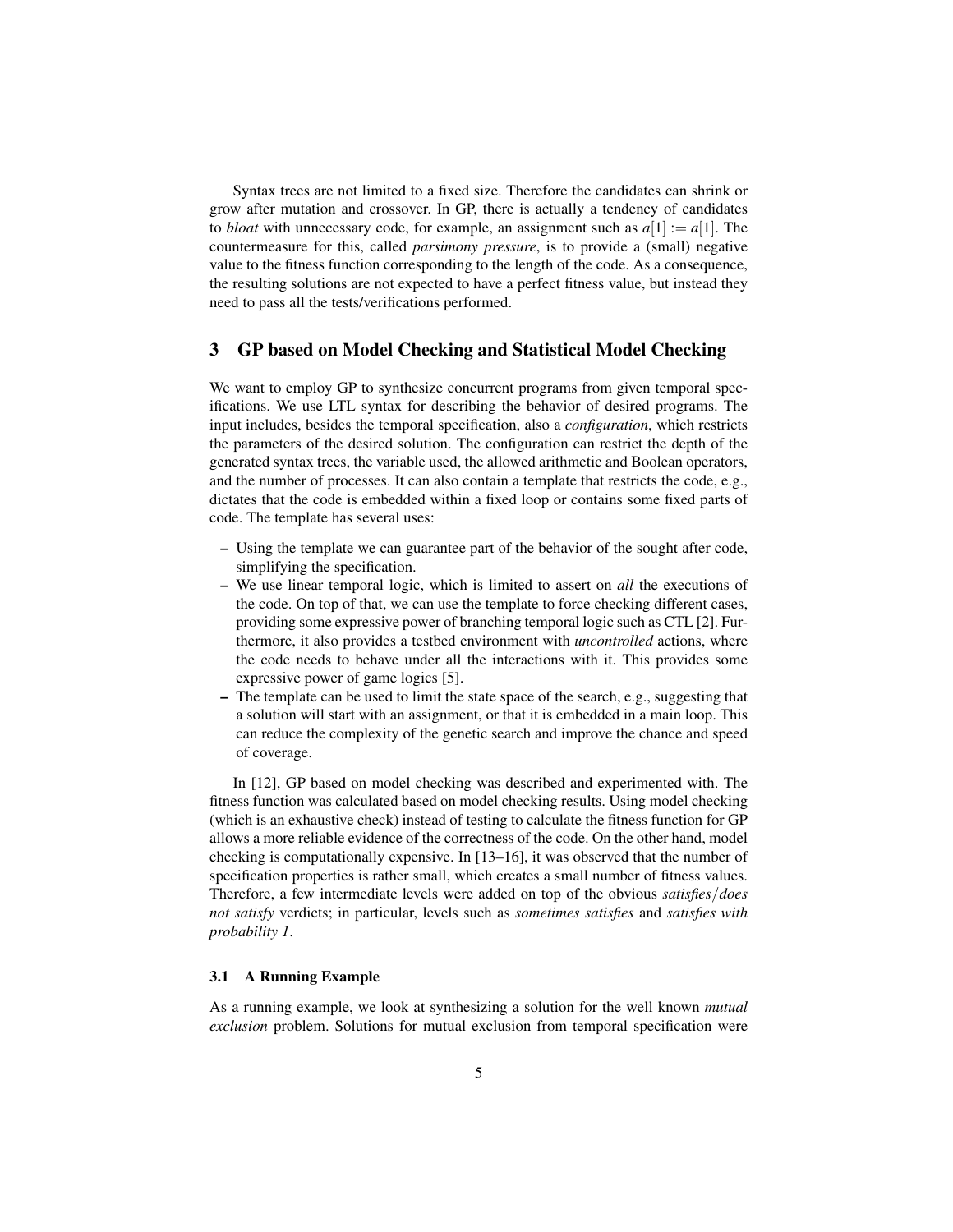Syntax trees are not limited to a fixed size. Therefore the candidates can shrink or grow after mutation and crossover. In GP, there is actually a tendency of candidates to *bloat* with unnecessary code, for example, an assignment such as $a[1] := a[1]$. The countermeasure for this, called *parsimony pressure*, is to provide a (small) negative value to the fitness function corresponding to the length of the code. As a consequence, the resulting solutions are not expected to have a perfect fitness value, but instead they need to pass all the tests/verifications performed.

## 3 GP based on Model Checking and Statistical Model Checking

We want to employ GP to synthesize concurrent programs from given temporal specifications. We use LTL syntax for describing the behavior of desired programs. The input includes, besides the temporal specification, also a *configuration*, which restricts the parameters of the desired solution. The configuration can restrict the depth of the generated syntax trees, the variable used, the allowed arithmetic and Boolean operators, and the number of processes. It can also contain a template that restricts the code, e.g., dictates that the code is embedded within a fixed loop or contains some fixed parts of code. The template has several uses:

- Using the template we can guarantee part of the behavior of the sought after code, simplifying the specification.
- We use linear temporal logic, which is limited to assert on *all* the executions of the code. On top of that, we can use the template to force checking different cases, providing some expressive power of branching temporal logic such as CTL [2]. Furthermore, it also provides a testbed environment with *uncontrolled* actions, where the code needs to behave under all the interactions with it. This provides some expressive power of game logics [5].
- The template can be used to limit the state space of the search, e.g., suggesting that a solution will start with an assignment, or that it is embedded in a main loop. This can reduce the complexity of the genetic search and improve the chance and speed of coverage.

In [12], GP based on model checking was described and experimented with. The fitness function was calculated based on model checking results. Using model checking (which is an exhaustive check) instead of testing to calculate the fitness function for GP allows a more reliable evidence of the correctness of the code. On the other hand, model checking is computationally expensive. In [13–16], it was observed that the number of specification properties is rather small, which creates a small number of fitness values. Therefore, a few intermediate levels were added on top of the obvious *satisfies*/*does not satisfy* verdicts; in particular, levels such as *sometimes satisfies* and *satisfies with probability 1*.

### 3.1 A Running Example

As a running example, we look at synthesizing a solution for the well known *mutual exclusion* problem. Solutions for mutual exclusion from temporal specification were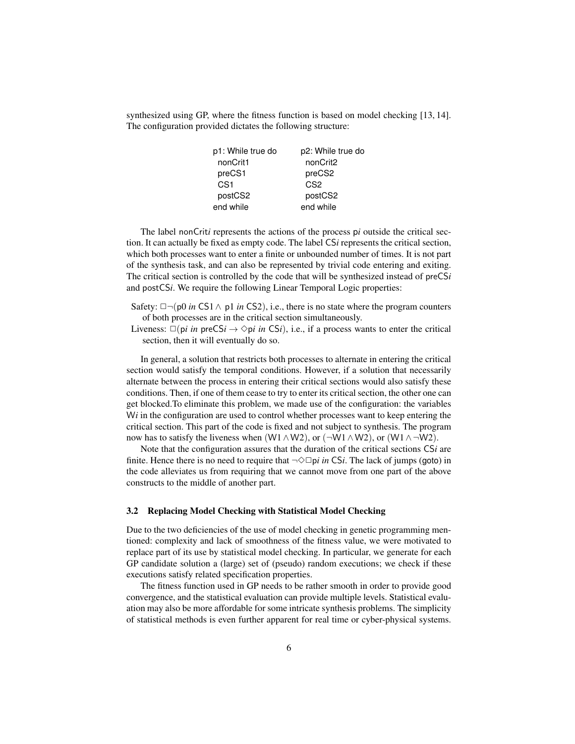synthesized using GP, where the fitness function is based on model checking [13, 14]. The configuration provided dictates the following structure:

```
p1: While true do        p2: While true do
  nonCrit1                 nonCrit2
  preCS1                   preCS2
  CS1                      CS2
  postCS2                  postCS2
end while                end while
```

The label nonCrit$i$ represents the actions of the process p$i$ outside the critical section. It can actually be fixed as empty code. The label CS$i$ represents the critical section, which both processes want to enter a finite or unbounded number of times. It is not part of the synthesis task, and can also be represented by trivial code entering and exiting. The critical section is controlled by the code that will be synthesized instead of preCS$i$ and postCS$i$. We require the following Linear Temporal Logic properties:

- Safety: $\square\neg(\mathsf{p0}\ in\ \mathsf{CS1} \wedge \mathsf{p1}\ in\ \mathsf{CS2})$, i.e., there is no state where the program counters of both processes are in the critical section simultaneously.
- Liveness: $\square(\mathsf{p}i\ in\ \mathsf{preCS}i \rightarrow \Diamond \mathsf{p}i\ in\ \mathsf{CS}i)$, i.e., if a process wants to enter the critical section, then it will eventually do so.

In general, a solution that restricts both processes to alternate in entering the critical section would satisfy the temporal conditions. However, if a solution that necessarily alternate between the process in entering their critical sections would also satisfy these conditions. Then, if one of them cease to try to enter its critical section, the other one can get blocked.To eliminate this problem, we made use of the configuration: the variables W$i$ in the configuration are used to control whether processes want to keep entering the critical section. This part of the code is fixed and not subject to synthesis. The program now has to satisfy the liveness when $(\mathsf{W1} \wedge \mathsf{W2})$, or $(\neg\mathsf{W1} \wedge \mathsf{W2})$, or $(\mathsf{W1} \wedge \neg\mathsf{W2})$.

Note that the configuration assures that the duration of the critical sections CS$i$ are finite. Hence there is no need to require that $\neg\Diamond\square \mathsf{p}i\ in\ \mathsf{CS}i$. The lack of jumps (goto) in the code alleviates us from requiring that we cannot move from one part of the above constructs to the middle of another part.

### 3.2 Replacing Model Checking with Statistical Model Checking

Due to the two deficiencies of the use of model checking in genetic programming mentioned: complexity and lack of smoothness of the fitness value, we were motivated to replace part of its use by statistical model checking. In particular, we generate for each GP candidate solution a (large) set of (pseudo) random executions; we check if these executions satisfy related specification properties.

The fitness function used in GP needs to be rather smooth in order to provide good convergence, and the statistical evaluation can provide multiple levels. Statistical evaluation may also be more affordable for some intricate synthesis problems. The simplicity of statistical methods is even further apparent for real time or cyber-physical systems.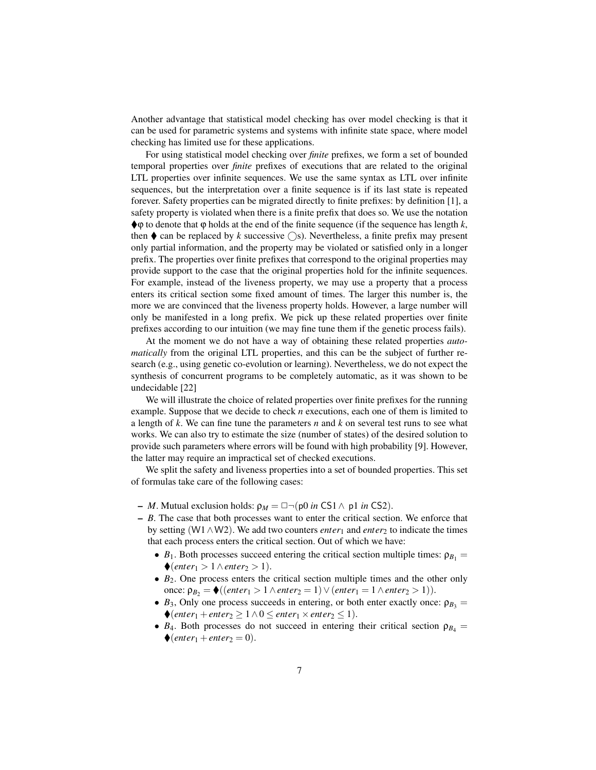Another advantage that statistical model checking has over model checking is that it can be used for parametric systems and systems with infinite state space, where model checking has limited use for these applications.

For using statistical model checking over *finite* prefixes, we form a set of bounded temporal properties over *finite* prefixes of executions that are related to the original LTL properties over infinite sequences. We use the same syntax as LTL over infinite sequences, but the interpretation over a finite sequence is if its last state is repeated forever. Safety properties can be migrated directly to finite prefixes: by definition [1], a safety property is violated when there is a finite prefix that does so. We use the notation $\blacklozenge\varphi$ to denote that $\varphi$ holds at the end of the finite sequence (if the sequence has length $k$, then $\blacklozenge$ can be replaced by $k$ successive $\bigcirc$s). Nevertheless, a finite prefix may present only partial information, and the property may be violated or satisfied only in a longer prefix. The properties over finite prefixes that correspond to the original properties may provide support to the case that the original properties hold for the infinite sequences. For example, instead of the liveness property, we may use a property that a process enters its critical section some fixed amount of times. The larger this number is, the more we are convinced that the liveness property holds. However, a large number will only be manifested in a long prefix. We pick up these related properties over finite prefixes according to our intuition (we may fine tune them if the genetic process fails).

At the moment we do not have a way of obtaining these related properties *automatically* from the original LTL properties, and this can be the subject of further research (e.g., using genetic co-evolution or learning). Nevertheless, we do not expect the synthesis of concurrent programs to be completely automatic, as it was shown to be undecidable [22]

We will illustrate the choice of related properties over finite prefixes for the running example. Suppose that we decide to check $n$ executions, each one of them is limited to a length of $k$. We can fine tune the parameters $n$ and $k$ on several test runs to see what works. We can also try to estimate the size (number of states) of the desired solution to provide such parameters where errors will be found with high probability [9]. However, the latter may require an impractical set of checked executions.

We split the safety and liveness properties into a set of bounded properties. This set of formulas take care of the following cases:

- $M$. Mutual exclusion holds: $\rho_M = \Box\neg(\mathsf{p0}\ \textit{in}\ \mathsf{CS1} \wedge \mathsf{p1}\ \textit{in}\ \mathsf{CS2})$.
- $B$. The case that both processes want to enter the critical section. We enforce that by setting $(\mathsf{W1} \wedge \mathsf{W2})$. We add two counters $enter_1$ and $enter_2$ to indicate the times that each process enters the critical section. Out of which we have:
  - $B_1$. Both processes succeed entering the critical section multiple times: $\rho_{B_1} = \blacklozenge(enter_1 > 1 \wedge enter_2 > 1)$.
  - $B_2$. One process enters the critical section multiple times and the other only once: $\rho_{B_2} = \blacklozenge((enter_1 > 1 \wedge enter_2 = 1) \vee (enter_1 = 1 \wedge enter_2 > 1))$.
  - $B_3$, Only one process succeeds in entering, or both enter exactly once: $\rho_{B_3} = \blacklozenge(enter_1 + enter_2 \geq 1 \wedge 0 \leq enter_1 \times enter_2 \leq 1)$.
  - $B_4$. Both processes do not succeed in entering their critical section $\rho_{B_4} = \blacklozenge(enter_1 + enter_2 = 0)$.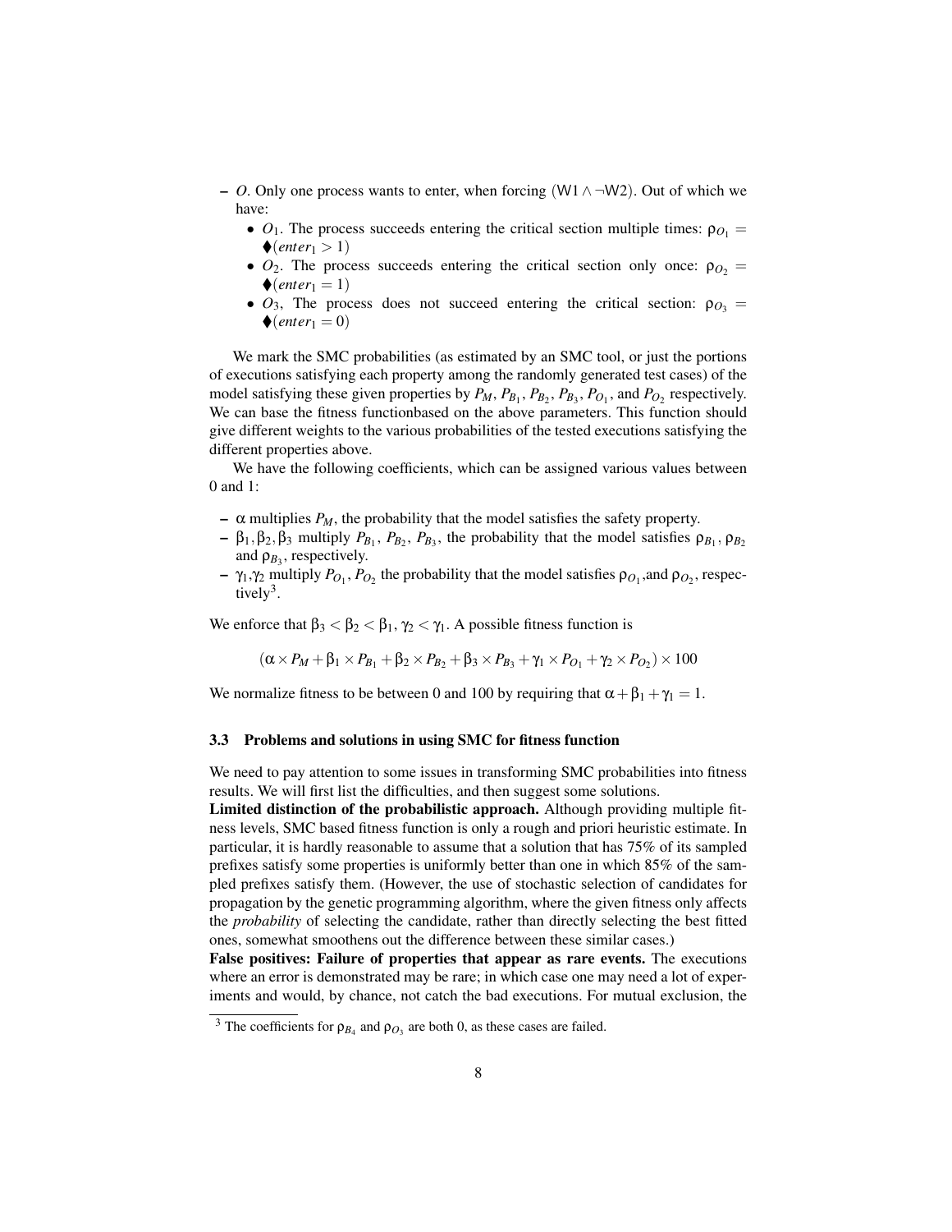- $O$. Only one process wants to enter, when forcing $(\mathsf{W1} \wedge \neg \mathsf{W2})$. Out of which we have:
  - $O_1$. The process succeeds entering the critical section multiple times: $\rho_{O_1} = \blacklozenge(enter_1 > 1)$
  - $O_2$. The process succeeds entering the critical section only once: $\rho_{O_2} = \blacklozenge(enter_1 = 1)$
  - $O_3$, The process does not succeed entering the critical section: $\rho_{O_3} = \blacklozenge(enter_1 = 0)$

We mark the SMC probabilities (as estimated by an SMC tool, or just the portions of executions satisfying each property among the randomly generated test cases) of the model satisfying these given properties by $P_M$, $P_{B_1}$, $P_{B_2}$, $P_{B_3}$, $P_{O_1}$, and $P_{O_2}$ respectively. We can base the fitness functionbased on the above parameters. This function should give different weights to the various probabilities of the tested executions satisfying the different properties above.

We have the following coefficients, which can be assigned various values between 0 and 1:

- $\alpha$ multiplies $P_M$, the probability that the model satisfies the safety property.
- $\beta_1, \beta_2, \beta_3$ multiply $P_{B_1}$, $P_{B_2}$, $P_{B_3}$, the probability that the model satisfies $\rho_{B_1}$, $\rho_{B_2}$ and $\rho_{B_3}$, respectively.
- $\gamma_1$,$\gamma_2$ multiply $P_{O_1}$, $P_{O_2}$ the probability that the model satisfies $\rho_{O_1}$,and $\rho_{O_2}$, respectively[3].

We enforce that $\beta_3 < \beta_2 < \beta_1$, $\gamma_2 < \gamma_1$. A possible fitness function is

$$(\alpha \times P_M + \beta_1 \times P_{B_1} + \beta_2 \times P_{B_2} + \beta_3 \times P_{B_3} + \gamma_1 \times P_{O_1} + \gamma_2 \times P_{O_2}) \times 100$$

We normalize fitness to be between 0 and 100 by requiring that $\alpha + \beta_1 + \gamma_1 = 1$.

### 3.3 Problems and solutions in using SMC for fitness function

We need to pay attention to some issues in transforming SMC probabilities into fitness results. We will first list the difficulties, and then suggest some solutions.

**Limited distinction of the probabilistic approach.** Although providing multiple fitness levels, SMC based fitness function is only a rough and priori heuristic estimate. In particular, it is hardly reasonable to assume that a solution that has 75% of its sampled prefixes satisfy some properties is uniformly better than one in which 85% of the sampled prefixes satisfy them. (However, the use of stochastic selection of candidates for propagation by the genetic programming algorithm, where the given fitness only affects the *probability* of selecting the candidate, rather than directly selecting the best fitted ones, somewhat smoothens out the difference between these similar cases.)

**False positives: Failure of properties that appear as rare events.** The executions where an error is demonstrated may be rare; in which case one may need a lot of experiments and would, by chance, not catch the bad executions. For mutual exclusion, the

[3] The coefficients for $\rho_{B_4}$ and $\rho_{O_3}$ are both 0, as these cases are failed.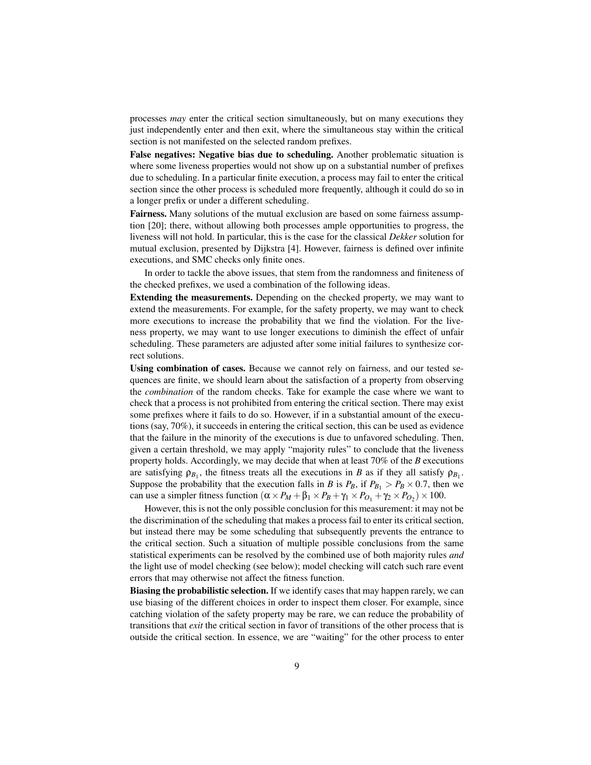processes *may* enter the critical section simultaneously, but on many executions they just independently enter and then exit, where the simultaneous stay within the critical section is not manifested on the selected random prefixes.

**False negatives: Negative bias due to scheduling.** Another problematic situation is where some liveness properties would not show up on a substantial number of prefixes due to scheduling. In a particular finite execution, a process may fail to enter the critical section since the other process is scheduled more frequently, although it could do so in a longer prefix or under a different scheduling.

**Fairness.** Many solutions of the mutual exclusion are based on some fairness assumption [20]; there, without allowing both processes ample opportunities to progress, the liveness will not hold. In particular, this is the case for the classical *Dekker* solution for mutual exclusion, presented by Dijkstra [4]. However, fairness is defined over infinite executions, and SMC checks only finite ones.

In order to tackle the above issues, that stem from the randomness and finiteness of the checked prefixes, we used a combination of the following ideas.

**Extending the measurements.** Depending on the checked property, we may want to extend the measurements. For example, for the safety property, we may want to check more executions to increase the probability that we find the violation. For the liveness property, we may want to use longer executions to diminish the effect of unfair scheduling. These parameters are adjusted after some initial failures to synthesize correct solutions.

**Using combination of cases.** Because we cannot rely on fairness, and our tested sequences are finite, we should learn about the satisfaction of a property from observing the *combination* of the random checks. Take for example the case where we want to check that a process is not prohibited from entering the critical section. There may exist some prefixes where it fails to do so. However, if in a substantial amount of the executions (say, 70%), it succeeds in entering the critical section, this can be used as evidence that the failure in the minority of the executions is due to unfavored scheduling. Then, given a certain threshold, we may apply "majority rules" to conclude that the liveness property holds. Accordingly, we may decide that when at least 70% of the $B$ executions are satisfying $\rho_{B_1}$, the fitness treats all the executions in $B$ as if they all satisfy $\rho_{B_1}$. Suppose the probability that the execution falls in $B$ is $P_B$, if $P_{B_1} > P_B \times 0.7$, then we can use a simpler fitness function $(\alpha \times P_M + \beta_1 \times P_B + \gamma_1 \times P_{O_1} + \gamma_2 \times P_{O_2}) \times 100$.

However, this is not the only possible conclusion for this measurement: it may not be the discrimination of the scheduling that makes a process fail to enter its critical section, but instead there may be some scheduling that subsequently prevents the entrance to the critical section. Such a situation of multiple possible conclusions from the same statistical experiments can be resolved by the combined use of both majority rules *and* the light use of model checking (see below); model checking will catch such rare event errors that may otherwise not affect the fitness function.

**Biasing the probabilistic selection.** If we identify cases that may happen rarely, we can use biasing of the different choices in order to inspect them closer. For example, since catching violation of the safety property may be rare, we can reduce the probability of transitions that *exit* the critical section in favor of transitions of the other process that is outside the critical section. In essence, we are "waiting" for the other process to enter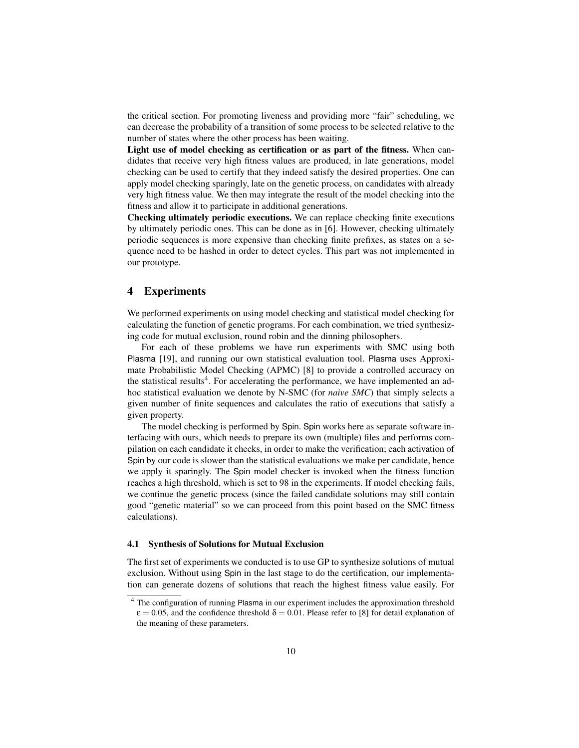the critical section. For promoting liveness and providing more "fair" scheduling, we can decrease the probability of a transition of some process to be selected relative to the number of states where the other process has been waiting.

**Light use of model checking as certification or as part of the fitness.** When candidates that receive very high fitness values are produced, in late generations, model checking can be used to certify that they indeed satisfy the desired properties. One can apply model checking sparingly, late on the genetic process, on candidates with already very high fitness value. We then may integrate the result of the model checking into the fitness and allow it to participate in additional generations.

**Checking ultimately periodic executions.** We can replace checking finite executions by ultimately periodic ones. This can be done as in [6]. However, checking ultimately periodic sequences is more expensive than checking finite prefixes, as states on a sequence need to be hashed in order to detect cycles. This part was not implemented in our prototype.

## 4 Experiments

We performed experiments on using model checking and statistical model checking for calculating the function of genetic programs. For each combination, we tried synthesizing code for mutual exclusion, round robin and the dinning philosophers.

For each of these problems we have run experiments with SMC using both Plasma [19], and running our own statistical evaluation tool. Plasma uses Approximate Probabilistic Model Checking (APMC) [8] to provide a controlled accuracy on the statistical results[4]. For accelerating the performance, we have implemented an adhoc statistical evaluation we denote by N-SMC (for *naive SMC*) that simply selects a given number of finite sequences and calculates the ratio of executions that satisfy a given property.

The model checking is performed by Spin. Spin works here as separate software interfacing with ours, which needs to prepare its own (multiple) files and performs compilation on each candidate it checks, in order to make the verification; each activation of Spin by our code is slower than the statistical evaluations we make per candidate, hence we apply it sparingly. The Spin model checker is invoked when the fitness function reaches a high threshold, which is set to 98 in the experiments. If model checking fails, we continue the genetic process (since the failed candidate solutions may still contain good "genetic material" so we can proceed from this point based on the SMC fitness calculations).

### 4.1 Synthesis of Solutions for Mutual Exclusion

The first set of experiments we conducted is to use GP to synthesize solutions of mutual exclusion. Without using Spin in the last stage to do the certification, our implementation can generate dozens of solutions that reach the highest fitness value easily. For

[4] The configuration of running Plasma in our experiment includes the approximation threshold $\varepsilon = 0.05$, and the confidence threshold $\delta = 0.01$. Please refer to [8] for detail explanation of the meaning of these parameters.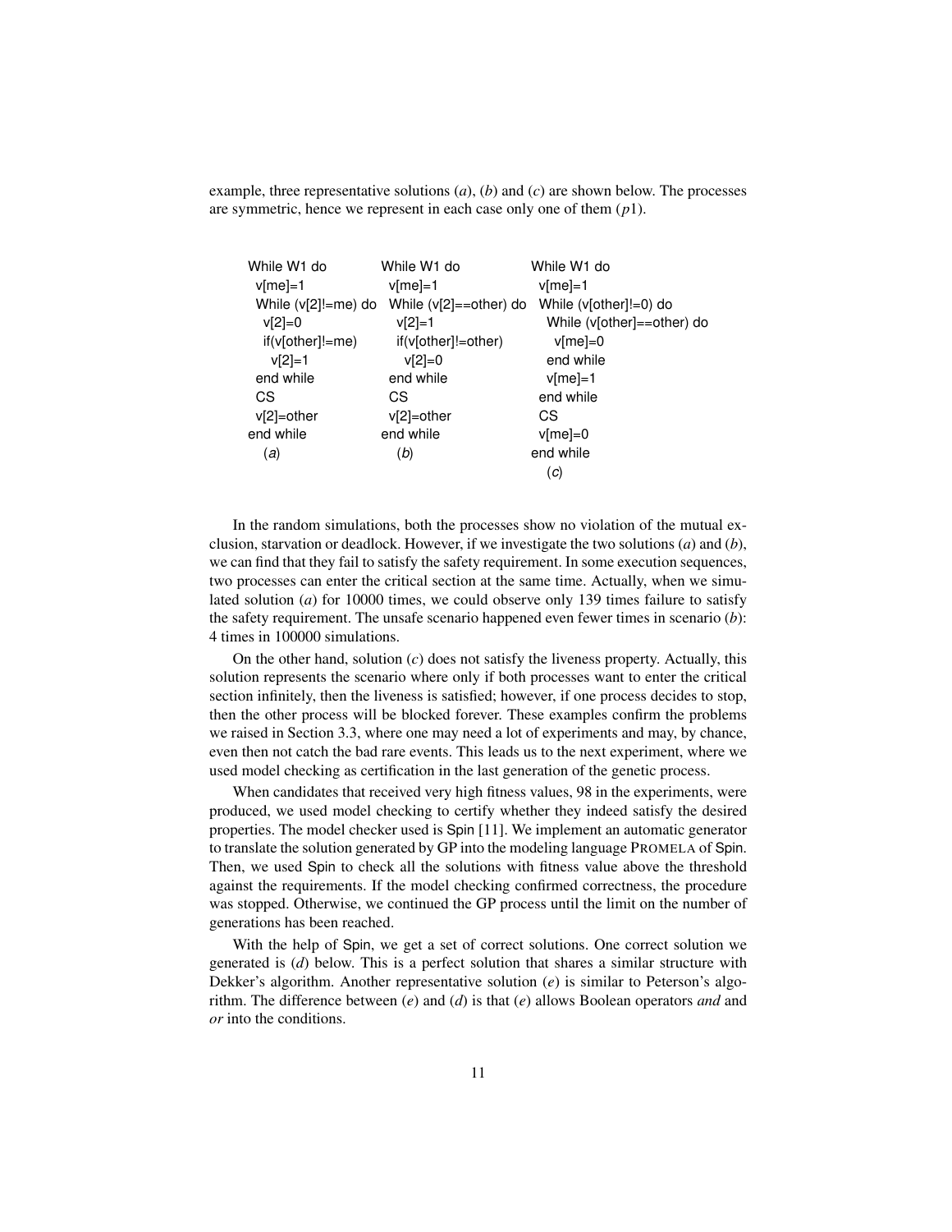example, three representative solutions (*a*), (*b*) and (*c*) are shown below. The processes are symmetric, hence we represent in each case only one of them ($p1$).

```
While W1 do
  v[me]=1
  While (v[2]!=me) do
    v[2]=0
    if(v[other]!=me)
      v[2]=1
  end while
  CS
  v[2]=other
end while
  (a)
```

```
While W1 do
  v[me]=1
  While (v[2]==other) do
    v[2]=1
    if(v[other]!=other)
      v[2]=0
  end while
  CS
  v[2]=other
end while
  (b)
```

```
While W1 do
  v[me]=1
  While (v[other]!=0) do
    While (v[other]==other) do
      v[me]=0
    end while
    v[me]=1
  end while
  CS
  v[me]=0
end while
  (c)
```

In the random simulations, both the processes show no violation of the mutual exclusion, starvation or deadlock. However, if we investigate the two solutions (*a*) and (*b*), we can find that they fail to satisfy the safety requirement. In some execution sequences, two processes can enter the critical section at the same time. Actually, when we simulated solution (*a*) for 10000 times, we could observe only 139 times failure to satisfy the safety requirement. The unsafe scenario happened even fewer times in scenario (*b*): 4 times in 100000 simulations.

On the other hand, solution (*c*) does not satisfy the liveness property. Actually, this solution represents the scenario where only if both processes want to enter the critical section infinitely, then the liveness is satisfied; however, if one process decides to stop, then the other process will be blocked forever. These examples confirm the problems we raised in Section 3.3, where one may need a lot of experiments and may, by chance, even then not catch the bad rare events. This leads us to the next experiment, where we used model checking as certification in the last generation of the genetic process.

When candidates that received very high fitness values, 98 in the experiments, were produced, we used model checking to certify whether they indeed satisfy the desired properties. The model checker used is Spin [11]. We implement an automatic generator to translate the solution generated by GP into the modeling language PROMELA of Spin. Then, we used Spin to check all the solutions with fitness value above the threshold against the requirements. If the model checking confirmed correctness, the procedure was stopped. Otherwise, we continued the GP process until the limit on the number of generations has been reached.

With the help of Spin, we get a set of correct solutions. One correct solution we generated is (*d*) below. This is a perfect solution that shares a similar structure with Dekker's algorithm. Another representative solution (*e*) is similar to Peterson's algorithm. The difference between (*e*) and (*d*) is that (*e*) allows Boolean operators *and* and *or* into the conditions.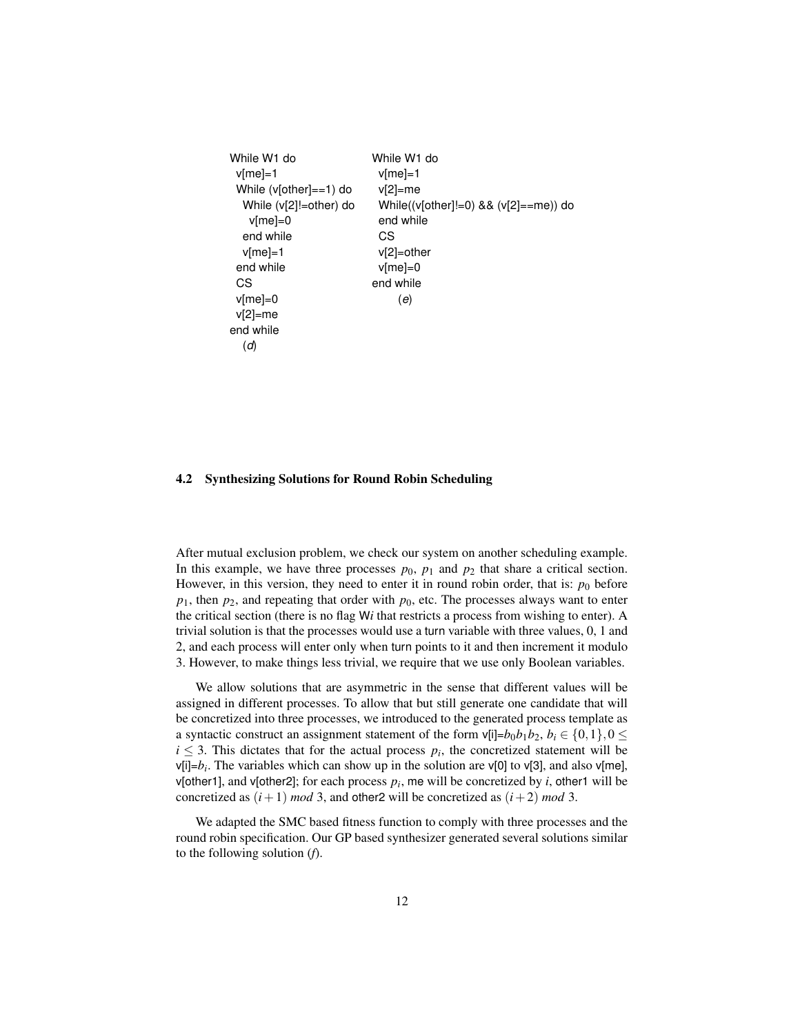```
While W1 do
  v[me]=1
  While (v[other]==1) do
    While (v[2]!=other) do
      v[me]=0
    end while
    v[me]=1
  end while
  CS
  v[me]=0
  v[2]=me
end while
   (d)
```

```
While W1 do
  v[me]=1
  v[2]=me
  While((v[other]!=0) && (v[2]==me)) do
  end while
  CS
  v[2]=other
  v[me]=0
end while
      (e)
```

### 4.2 Synthesizing Solutions for Round Robin Scheduling

After mutual exclusion problem, we check our system on another scheduling example. In this example, we have three processes $p_0$, $p_1$ and $p_2$ that share a critical section. However, in this version, they need to enter it in round robin order, that is: $p_0$ before $p_1$, then $p_2$, and repeating that order with $p_0$, etc. The processes always want to enter the critical section (there is no flag W$i$ that restricts a process from wishing to enter). A trivial solution is that the processes would use a turn variable with three values, 0, 1 and 2, and each process will enter only when turn points to it and then increment it modulo 3. However, to make things less trivial, we require that we use only Boolean variables.

We allow solutions that are asymmetric in the sense that different values will be assigned in different processes. To allow that but still generate one candidate that will be concretized into three processes, we introduced to the generated process template as a syntactic construct an assignment statement of the form v[i]=$b_0b_1b_2$, $b_i \in \{0,1\}, 0 \leq i \leq 3$. This dictates that for the actual process $p_i$, the concretized statement will be v[i]=$b_i$. The variables which can show up in the solution are v[0] to v[3], and also v[me], v[other1], and v[other2]; for each process $p_i$, me will be concretized by $i$, other1 will be concretized as $(i+1)$ *mod* 3, and other2 will be concretized as $(i+2)$ *mod* 3.

We adapted the SMC based fitness function to comply with three processes and the round robin specification. Our GP based synthesizer generated several solutions similar to the following solution (*f*).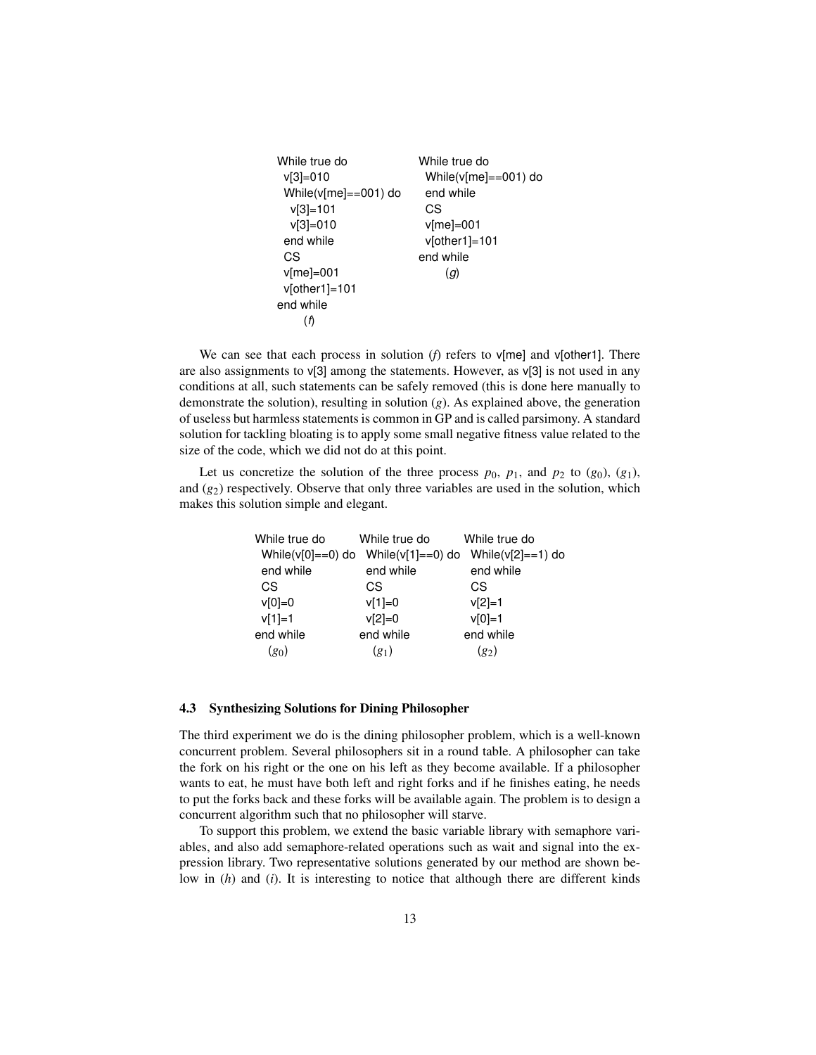```
While true do
  v[3]=010
  While(v[me]==001) do
    v[3]=101
    v[3]=010
  end while
  CS
  v[me]=001
  v[other1]=101
end while
      (f)
```

```
While true do
  While(v[me]==001) do
  end while
  CS
  v[me]=001
  v[other1]=101
end while
      (g)
```

We can see that each process in solution (*f*) refers to v[me] and v[other1]. There are also assignments to v[3] among the statements. However, as v[3] is not used in any conditions at all, such statements can be safely removed (this is done here manually to demonstrate the solution), resulting in solution (*g*). As explained above, the generation of useless but harmless statements is common in GP and is called parsimony. A standard solution for tackling bloating is to apply some small negative fitness value related to the size of the code, which we did not do at this point.

Let us concretize the solution of the three process $p_0$, $p_1$, and $p_2$ to $(g_0)$, $(g_1)$, and $(g_2)$ respectively. Observe that only three variables are used in the solution, which makes this solution simple and elegant.

```
While true do
  While(v[0]==0) do
  end while
  CS
  v[0]=0
  v[1]=1
end while
  (g0)
```

```
While true do
  While(v[1]==0) do
  end while
  CS
  v[1]=0
  v[2]=0
end while
  (g1)
```

```
While true do
  While(v[2]==1) do
  end while
  CS
  v[2]=1
  v[0]=1
end while
  (g2)
```

### 4.3 Synthesizing Solutions for Dining Philosopher

The third experiment we do is the dining philosopher problem, which is a well-known concurrent problem. Several philosophers sit in a round table. A philosopher can take the fork on his right or the one on his left as they become available. If a philosopher wants to eat, he must have both left and right forks and if he finishes eating, he needs to put the forks back and these forks will be available again. The problem is to design a concurrent algorithm such that no philosopher will starve.

To support this problem, we extend the basic variable library with semaphore variables, and also add semaphore-related operations such as wait and signal into the expression library. Two representative solutions generated by our method are shown below in (*h*) and (*i*). It is interesting to notice that although there are different kinds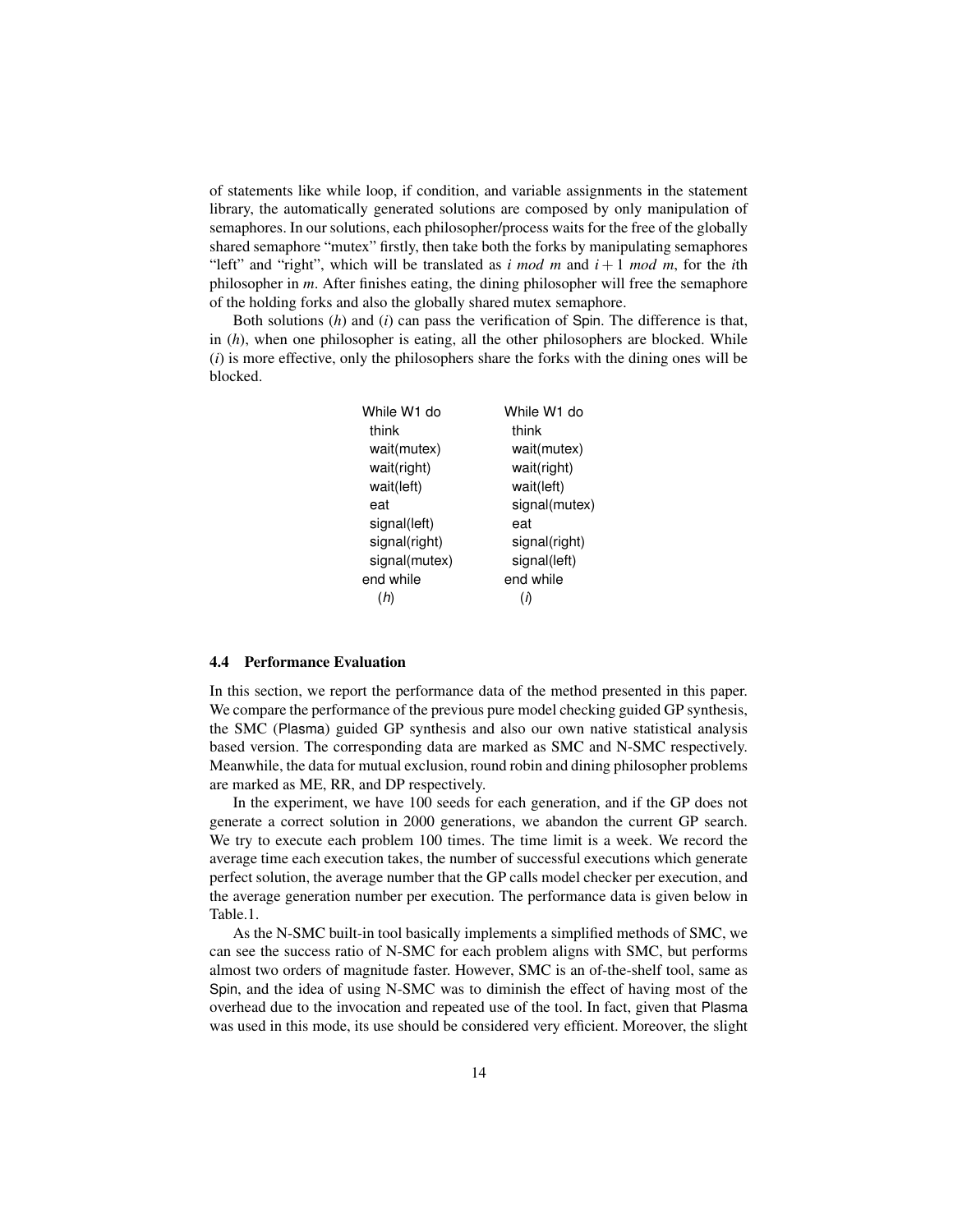of statements like while loop, if condition, and variable assignments in the statement library, the automatically generated solutions are composed by only manipulation of semaphores. In our solutions, each philosopher/process waits for the free of the globally shared semaphore "mutex" firstly, then take both the forks by manipulating semaphores "left" and "right", which will be translated as $i \ mod \ m$ and $i+1 \ mod \ m$, for the $i$th philosopher in $m$. After finishes eating, the dining philosopher will free the semaphore of the holding forks and also the globally shared mutex semaphore.

Both solutions ($h$) and ($i$) can pass the verification of Spin. The difference is that, in ($h$), when one philosopher is eating, all the other philosophers are blocked. While ($i$) is more effective, only the philosophers share the forks with the dining ones will be blocked.

```
While W1 do            While W1 do
 think                  think
 wait(mutex)            wait(mutex)
 wait(right)            wait(right)
 wait(left)             wait(left)
 eat                    signal(mutex)
 signal(left)           eat
 signal(right)          signal(right)
 signal(mutex)          signal(left)
end while              end while
  (h)                    (i)
```

### 4.4 Performance Evaluation

In this section, we report the performance data of the method presented in this paper. We compare the performance of the previous pure model checking guided GP synthesis, the SMC (Plasma) guided GP synthesis and also our own native statistical analysis based version. The corresponding data are marked as SMC and N-SMC respectively. Meanwhile, the data for mutual exclusion, round robin and dining philosopher problems are marked as ME, RR, and DP respectively.

In the experiment, we have 100 seeds for each generation, and if the GP does not generate a correct solution in 2000 generations, we abandon the current GP search. We try to execute each problem 100 times. The time limit is a week. We record the average time each execution takes, the number of successful executions which generate perfect solution, the average number that the GP calls model checker per execution, and the average generation number per execution. The performance data is given below in Table.1.

As the N-SMC built-in tool basically implements a simplified methods of SMC, we can see the success ratio of N-SMC for each problem aligns with SMC, but performs almost two orders of magnitude faster. However, SMC is an of-the-shelf tool, same as Spin, and the idea of using N-SMC was to diminish the effect of having most of the overhead due to the invocation and repeated use of the tool. In fact, given that Plasma was used in this mode, its use should be considered very efficient. Moreover, the slight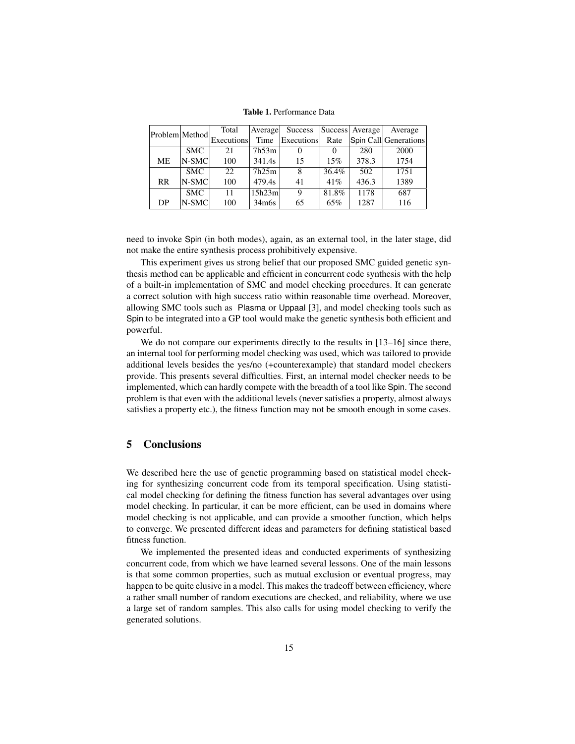**Table 1.** Performance Data

| Problem | Method | Total Executions | Average Time | Success Executions | Success Rate | Average Spin Call | Average Generations |
|---|---|---|---|---|---|---|---|
| ME | SMC | 21 | 7h53m | 0 | 0 | 280 | 2000 |
| | N-SMC | 100 | 341.4s | 15 | 15% | 378.3 | 1754 |
| RR | SMC | 22 | 7h25m | 8 | 36.4% | 502 | 1751 |
| | N-SMC | 100 | 479.4s | 41 | 41% | 436.3 | 1389 |
| DP | SMC | 11 | 15h23m | 9 | 81.8% | 1178 | 687 |
| | N-SMC | 100 | 34m6s | 65 | 65% | 1287 | 116 |

need to invoke Spin (in both modes), again, as an external tool, in the later stage, did not make the entire synthesis process prohibitively expensive.

This experiment gives us strong belief that our proposed SMC guided genetic synthesis method can be applicable and efficient in concurrent code synthesis with the help of a built-in implementation of SMC and model checking procedures. It can generate a correct solution with high success ratio within reasonable time overhead. Moreover, allowing SMC tools such as Plasma or Uppaal [3], and model checking tools such as Spin to be integrated into a GP tool would make the genetic synthesis both efficient and powerful.

We do not compare our experiments directly to the results in [13–16] since there, an internal tool for performing model checking was used, which was tailored to provide additional levels besides the yes/no (+counterexample) that standard model checkers provide. This presents several difficulties. First, an internal model checker needs to be implemented, which can hardly compete with the breadth of a tool like Spin. The second problem is that even with the additional levels (never satisfies a property, almost always satisfies a property etc.), the fitness function may not be smooth enough in some cases.

## 5 Conclusions

We described here the use of genetic programming based on statistical model checking for synthesizing concurrent code from its temporal specification. Using statistical model checking for defining the fitness function has several advantages over using model checking. In particular, it can be more efficient, can be used in domains where model checking is not applicable, and can provide a smoother function, which helps to converge. We presented different ideas and parameters for defining statistical based fitness function.

We implemented the presented ideas and conducted experiments of synthesizing concurrent code, from which we have learned several lessons. One of the main lessons is that some common properties, such as mutual exclusion or eventual progress, may happen to be quite elusive in a model. This makes the tradeoff between efficiency, where a rather small number of random executions are checked, and reliability, where we use a large set of random samples. This also calls for using model checking to verify the generated solutions.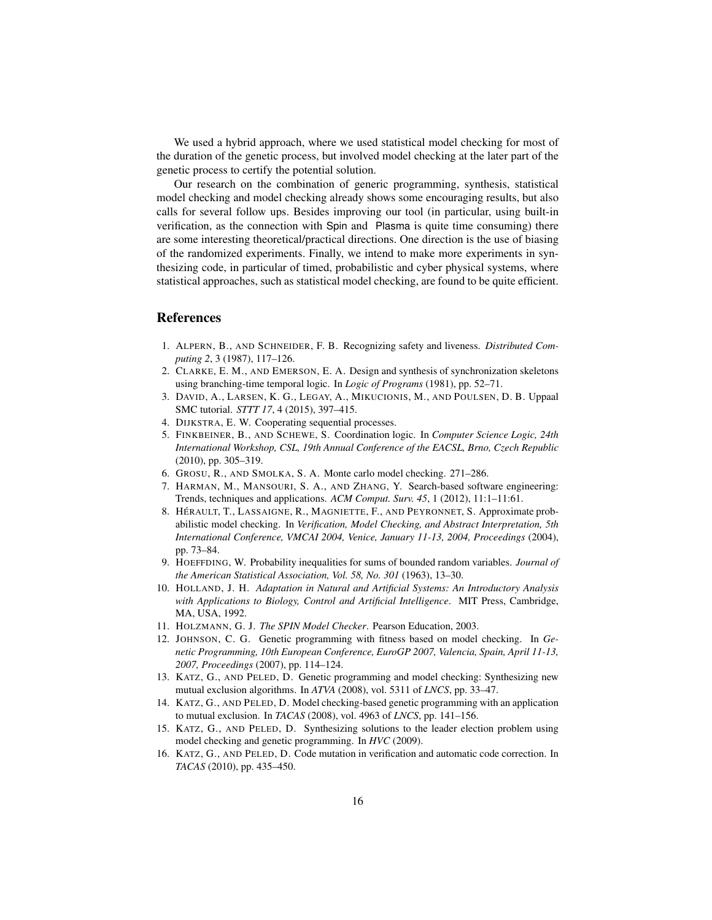We used a hybrid approach, where we used statistical model checking for most of the duration of the genetic process, but involved model checking at the later part of the genetic process to certify the potential solution.

Our research on the combination of generic programming, synthesis, statistical model checking and model checking already shows some encouraging results, but also calls for several follow ups. Besides improving our tool (in particular, using built-in verification, as the connection with Spin and Plasma is quite time consuming) there are some interesting theoretical/practical directions. One direction is the use of biasing of the randomized experiments. Finally, we intend to make more experiments in synthesizing code, in particular of timed, probabilistic and cyber physical systems, where statistical approaches, such as statistical model checking, are found to be quite efficient.

## References

1. ALPERN, B., AND SCHNEIDER, F. B. Recognizing safety and liveness. *Distributed Computing 2*, 3 (1987), 117–126.
2. CLARKE, E. M., AND EMERSON, E. A. Design and synthesis of synchronization skeletons using branching-time temporal logic. In *Logic of Programs* (1981), pp. 52–71.
3. DAVID, A., LARSEN, K. G., LEGAY, A., MIKUCIONIS, M., AND POULSEN, D. B. Uppaal SMC tutorial. *STTT 17*, 4 (2015), 397–415.
4. DIJKSTRA, E. W. Cooperating sequential processes.
5. FINKBEINER, B., AND SCHEWE, S. Coordination logic. In *Computer Science Logic, 24th International Workshop, CSL, 19th Annual Conference of the EACSL, Brno, Czech Republic* (2010), pp. 305–319.
6. GROSU, R., AND SMOLKA, S. A. Monte carlo model checking. 271–286.
7. HARMAN, M., MANSOURI, S. A., AND ZHANG, Y. Search-based software engineering: Trends, techniques and applications. *ACM Comput. Surv. 45*, 1 (2012), 11:1–11:61.
8. HÉRAULT, T., LASSAIGNE, R., MAGNIETTE, F., AND PEYRONNET, S. Approximate probabilistic model checking. In *Verification, Model Checking, and Abstract Interpretation, 5th International Conference, VMCAI 2004, Venice, January 11-13, 2004, Proceedings* (2004), pp. 73–84.
9. HOEFFDING, W. Probability inequalities for sums of bounded random variables. *Journal of the American Statistical Association, Vol. 58, No. 301* (1963), 13–30.
10. HOLLAND, J. H. *Adaptation in Natural and Artificial Systems: An Introductory Analysis with Applications to Biology, Control and Artificial Intelligence*. MIT Press, Cambridge, MA, USA, 1992.
11. HOLZMANN, G. J. *The SPIN Model Checker*. Pearson Education, 2003.
12. JOHNSON, C. G. Genetic programming with fitness based on model checking. In *Genetic Programming, 10th European Conference, EuroGP 2007, Valencia, Spain, April 11-13, 2007, Proceedings* (2007), pp. 114–124.
13. KATZ, G., AND PELED, D. Genetic programming and model checking: Synthesizing new mutual exclusion algorithms. In *ATVA* (2008), vol. 5311 of *LNCS*, pp. 33–47.
14. KATZ, G., AND PELED, D. Model checking-based genetic programming with an application to mutual exclusion. In *TACAS* (2008), vol. 4963 of *LNCS*, pp. 141–156.
15. KATZ, G., AND PELED, D. Synthesizing solutions to the leader election problem using model checking and genetic programming. In *HVC* (2009).
16. KATZ, G., AND PELED, D. Code mutation in verification and automatic code correction. In *TACAS* (2010), pp. 435–450.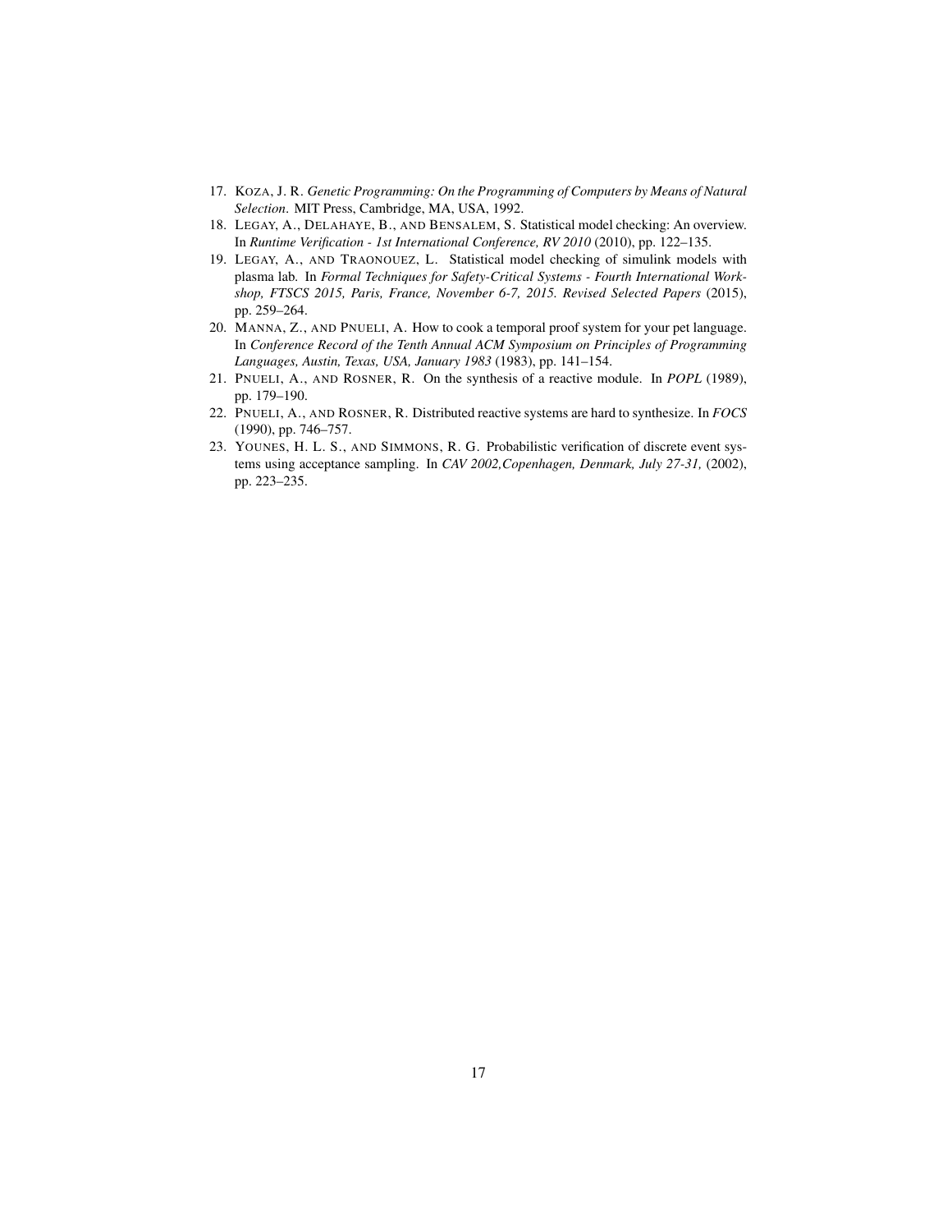17. KOZA, J. R. *Genetic Programming: On the Programming of Computers by Means of Natural Selection*. MIT Press, Cambridge, MA, USA, 1992.
18. LEGAY, A., DELAHAYE, B., AND BENSALEM, S. Statistical model checking: An overview. In *Runtime Verification - 1st International Conference, RV 2010* (2010), pp. 122–135.
19. LEGAY, A., AND TRAONOUEZ, L. Statistical model checking of simulink models with plasma lab. In *Formal Techniques for Safety-Critical Systems - Fourth International Workshop, FTSCS 2015, Paris, France, November 6-7, 2015. Revised Selected Papers* (2015), pp. 259–264.
20. MANNA, Z., AND PNUELI, A. How to cook a temporal proof system for your pet language. In *Conference Record of the Tenth Annual ACM Symposium on Principles of Programming Languages, Austin, Texas, USA, January 1983* (1983), pp. 141–154.
21. PNUELI, A., AND ROSNER, R. On the synthesis of a reactive module. In *POPL* (1989), pp. 179–190.
22. PNUELI, A., AND ROSNER, R. Distributed reactive systems are hard to synthesize. In *FOCS* (1990), pp. 746–757.
23. YOUNES, H. L. S., AND SIMMONS, R. G. Probabilistic verification of discrete event systems using acceptance sampling. In *CAV 2002,Copenhagen, Denmark, July 27-31,* (2002), pp. 223–235.